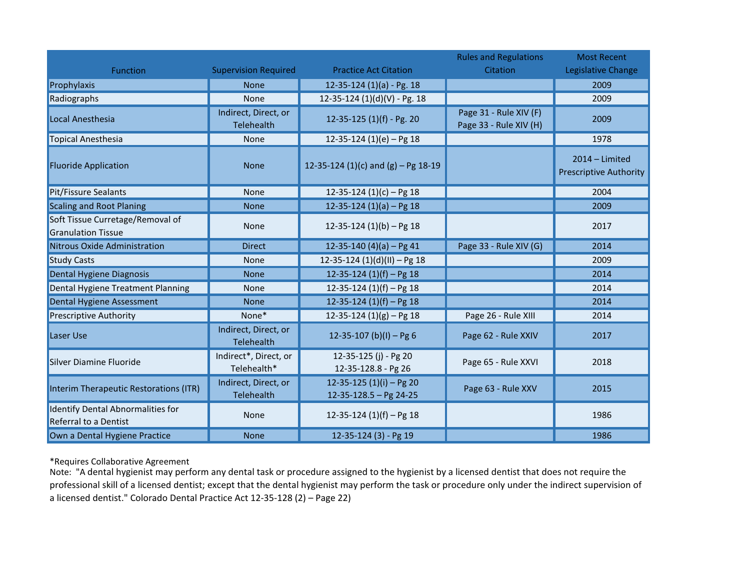| Function | Supervision Required | Practice Act Citation | Rules and Regulations Citation | Most Recent Legislative Change |
|---|---|---|---|---|
| Prophylaxis | None | 12-35-124 (1)(a) - Pg. 18 | | 2009 |
| Radiographs | None | 12-35-124 (1)(d)(V) - Pg. 18 | | 2009 |
| Local Anesthesia | Indirect, Direct, or Telehealth | 12-35-125 (1)(f) - Pg. 20 | Page 31 - Rule XIV (F) Page 33 - Rule XIV (H) | 2009 |
| Topical Anesthesia | None | 12-35-124 (1)(e) – Pg 18 | | 1978 |
| Fluoride Application | None | 12-35-124 (1)(c) and (g) – Pg 18-19 | | 2014 – Limited Prescriptive Authority |
| Pit/Fissure Sealants | None | 12-35-124 (1)(c) – Pg 18 | | 2004 |
| Scaling and Root Planing | None | 12-35-124 (1)(a) – Pg 18 | | 2009 |
| Soft Tissue Curretage/Removal of Granulation Tissue | None | 12-35-124 (1)(b) – Pg 18 | | 2017 |
| Nitrous Oxide Administration | Direct | 12-35-140 (4)(a) – Pg 41 | Page 33 - Rule XIV (G) | 2014 |
| Study Casts | None | 12-35-124 (1)(d)(II) – Pg 18 | | 2009 |
| Dental Hygiene Diagnosis | None | 12-35-124 (1)(f) – Pg 18 | | 2014 |
| Dental Hygiene Treatment Planning | None | 12-35-124 (1)(f) – Pg 18 | | 2014 |
| Dental Hygiene Assessment | None | 12-35-124 (1)(f) – Pg 18 | | 2014 |
| Prescriptive Authority | None* | 12-35-124 (1)(g) – Pg 18 | Page 26 - Rule XIII | 2014 |
| Laser Use | Indirect, Direct, or Telehealth | 12-35-107 (b)(I) – Pg 6 | Page 62 - Rule XXIV | 2017 |
| Silver Diamine Fluoride | Indirect*, Direct, or Telehealth* | 12-35-125 (j) - Pg 20 12-35-128.8 - Pg 26 | Page 65 - Rule XXVI | 2018 |
| Interim Therapeutic Restorations (ITR) | Indirect, Direct, or Telehealth | 12-35-125 (1)(i) – Pg 20 12-35-128.5 – Pg 24-25 | Page 63 - Rule XXV | 2015 |
| Identify Dental Abnormalities for Referral to a Dentist | None | 12-35-124 (1)(f) – Pg 18 | | 1986 |
| Own a Dental Hygiene Practice | None | 12-35-124 (3) - Pg 19 | | 1986 |

*Requires Collaborative Agreement

Note: "A dental hygienist may perform any dental task or procedure assigned to the hygienist by a licensed dentist that does not require the professional skill of a licensed dentist; except that the dental hygienist may perform the task or procedure only under the indirect supervision of a licensed dentist." Colorado Dental Practice Act 12-35-128 (2) – Page 22)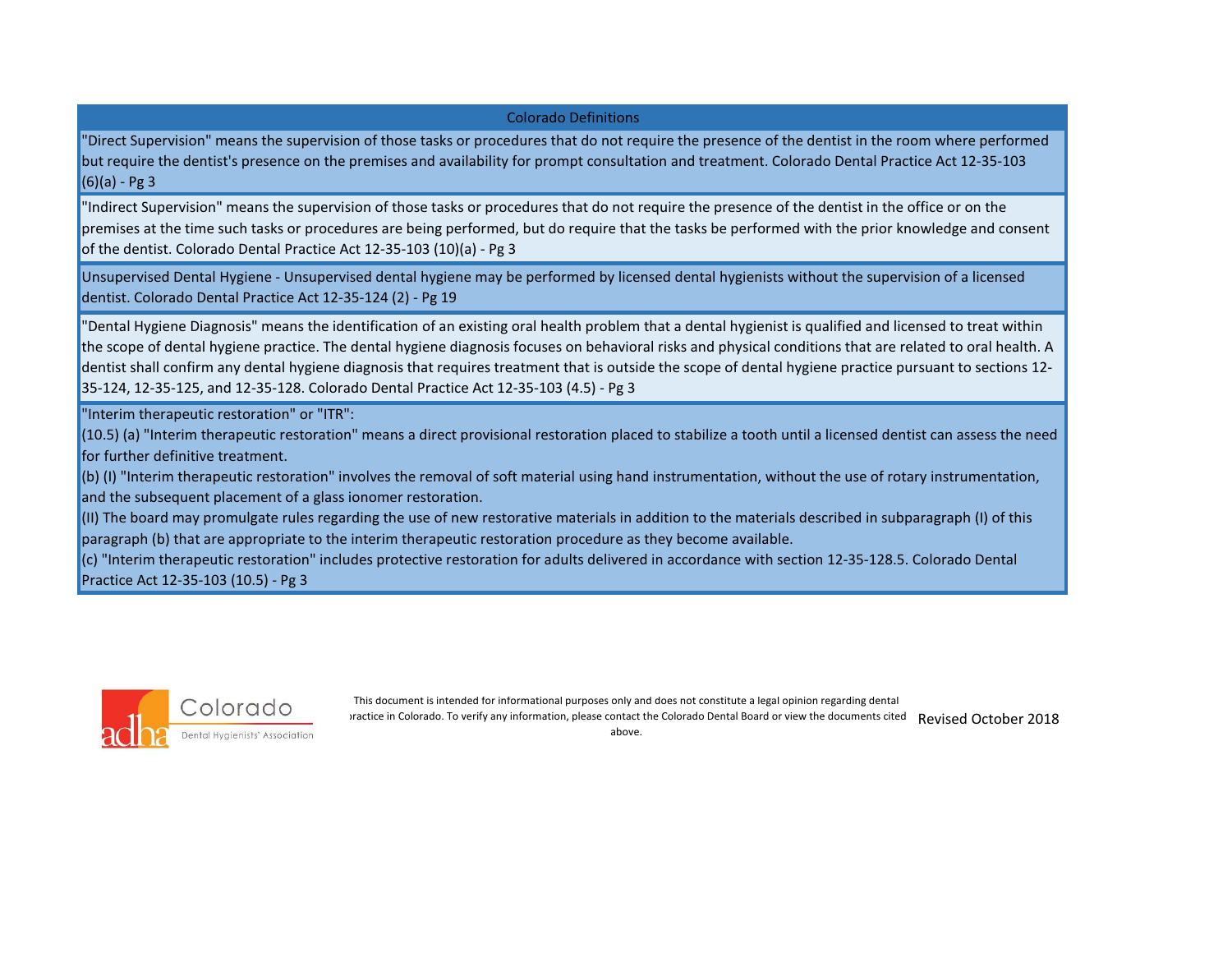| Colorado Definitions |
| --- |
| "Direct Supervision" means the supervision of those tasks or procedures that do not require the presence of the dentist in the room where performed but require the dentist's presence on the premises and availability for prompt consultation and treatment. Colorado Dental Practice Act 12-35-103 (6)(a) - Pg 3 |
| "Indirect Supervision" means the supervision of those tasks or procedures that do not require the presence of the dentist in the office or on the premises at the time such tasks or procedures are being performed, but do require that the tasks be performed with the prior knowledge and consent of the dentist. Colorado Dental Practice Act 12-35-103 (10)(a) - Pg 3 |
| Unsupervised Dental Hygiene - Unsupervised dental hygiene may be performed by licensed dental hygienists without the supervision of a licensed dentist. Colorado Dental Practice Act 12-35-124 (2) - Pg 19 |
| "Dental Hygiene Diagnosis" means the identification of an existing oral health problem that a dental hygienist is qualified and licensed to treat within the scope of dental hygiene practice. The dental hygiene diagnosis focuses on behavioral risks and physical conditions that are related to oral health. A dentist shall confirm any dental hygiene diagnosis that requires treatment that is outside the scope of dental hygiene practice pursuant to sections 12-35-124, 12-35-125, and 12-35-128. Colorado Dental Practice Act 12-35-103 (4.5) - Pg 3 |
| "Interim therapeutic restoration" or "ITR":<br>(10.5) (a) "Interim therapeutic restoration" means a direct provisional restoration placed to stabilize a tooth until a licensed dentist can assess the need for further definitive treatment.<br>(b) (I) "Interim therapeutic restoration" involves the removal of soft material using hand instrumentation, without the use of rotary instrumentation, and the subsequent placement of a glass ionomer restoration.<br>(II) The board may promulgate rules regarding the use of new restorative materials in addition to the materials described in subparagraph (I) of this paragraph (b) that are appropriate to the interim therapeutic restoration procedure as they become available.<br>(c) "Interim therapeutic restoration" includes protective restoration for adults delivered in accordance with section 12-35-128.5. Colorado Dental Practice Act 12-35-103 (10.5) - Pg 3 |

Colorado adha Dental Hygienists' Association

This document is intended for informational purposes only and does not constitute a legal opinion regarding dental practice in Colorado. To verify any information, please contact the Colorado Dental Board or view the documents cited above.

Revised October 2018